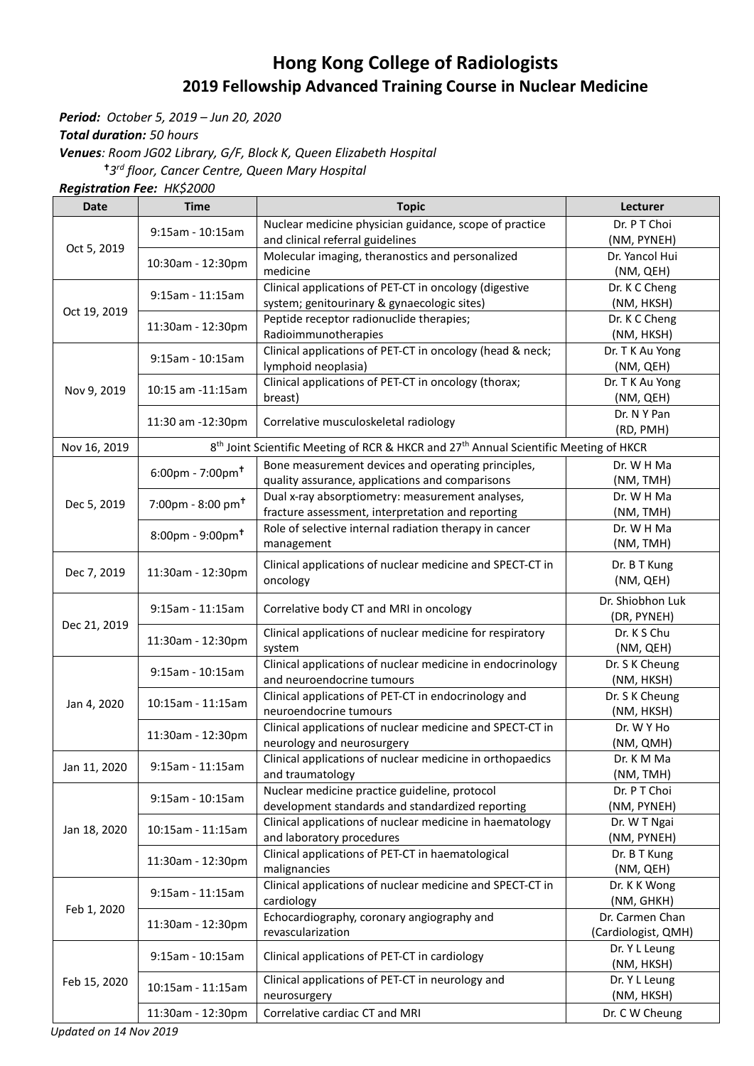# Hong Kong College of Radiologists

## 2019 Fellowship Advanced Training Course in Nuclear Medicine

***Period:*** *October 5, 2019 – Jun 20, 2020*

***Total duration:*** *50 hours*

***Venues****: Room JG02 Library, G/F, Block K, Queen Elizabeth Hospital*

*†3rd floor, Cancer Centre, Queen Mary Hospital*

***Registration Fee:*** *HK$2000*

| Date | Time | Topic | Lecturer |
|---|---|---|---|
| Oct 5, 2019 | 9:15am - 10:15am | Nuclear medicine physician guidance, scope of practice and clinical referral guidelines | Dr. P T Choi (NM, PYNEH) |
| | 10:30am - 12:30pm | Molecular imaging, theranostics and personalized medicine | Dr. Yancol Hui (NM, QEH) |
| Oct 19, 2019 | 9:15am - 11:15am | Clinical applications of PET-CT in oncology (digestive system; genitourinary & gynaecologic sites) | Dr. K C Cheng (NM, HKSH) |
| | 11:30am - 12:30pm | Peptide receptor radionuclide therapies; Radioimmunotherapies | Dr. K C Cheng (NM, HKSH) |
| Nov 9, 2019 | 9:15am - 10:15am | Clinical applications of PET-CT in oncology (head & neck; lymphoid neoplasia) | Dr. T K Au Yong (NM, QEH) |
| | 10:15 am -11:15am | Clinical applications of PET-CT in oncology (thorax; breast) | Dr. T K Au Yong (NM, QEH) |
| | 11:30 am -12:30pm | Correlative musculoskeletal radiology | Dr. N Y Pan (RD, PMH) |
| Nov 16, 2019 | 8th Joint Scientific Meeting of RCR & HKCR and 27th Annual Scientific Meeting of HKCR | | |
| Dec 5, 2019 | 6:00pm - 7:00pm† | Bone measurement devices and operating principles, quality assurance, applications and comparisons | Dr. W H Ma (NM, TMH) |
| | 7:00pm - 8:00 pm† | Dual x-ray absorptiometry: measurement analyses, fracture assessment, interpretation and reporting | Dr. W H Ma (NM, TMH) |
| | 8:00pm - 9:00pm† | Role of selective internal radiation therapy in cancer management | Dr. W H Ma (NM, TMH) |
| Dec 7, 2019 | 11:30am - 12:30pm | Clinical applications of nuclear medicine and SPECT-CT in oncology | Dr. B T Kung (NM, QEH) |
| Dec 21, 2019 | 9:15am - 11:15am | Correlative body CT and MRI in oncology | Dr. Shiobhon Luk (DR, PYNEH) |
| | 11:30am - 12:30pm | Clinical applications of nuclear medicine for respiratory system | Dr. K S Chu (NM, QEH) |
| Jan 4, 2020 | 9:15am - 10:15am | Clinical applications of nuclear medicine in endocrinology and neuroendocrine tumours | Dr. S K Cheung (NM, HKSH) |
| | 10:15am - 11:15am | Clinical applications of PET-CT in endocrinology and neuroendocrine tumours | Dr. S K Cheung (NM, HKSH) |
| | 11:30am - 12:30pm | Clinical applications of nuclear medicine and SPECT-CT in neurology and neurosurgery | Dr. W Y Ho (NM, QMH) |
| Jan 11, 2020 | 9:15am - 11:15am | Clinical applications of nuclear medicine in orthopaedics and traumatology | Dr. K M Ma (NM, TMH) |
| Jan 18, 2020 | 9:15am - 10:15am | Nuclear medicine practice guideline, protocol development standards and standardized reporting | Dr. P T Choi (NM, PYNEH) |
| | 10:15am - 11:15am | Clinical applications of nuclear medicine in haematology and laboratory procedures | Dr. W T Ngai (NM, PYNEH) |
| | 11:30am - 12:30pm | Clinical applications of PET-CT in haematological malignancies | Dr. B T Kung (NM, QEH) |
| Feb 1, 2020 | 9:15am - 11:15am | Clinical applications of nuclear medicine and SPECT-CT in cardiology | Dr. K K Wong (NM, GHKH) |
| | 11:30am - 12:30pm | Echocardiography, coronary angiography and revascularization | Dr. Carmen Chan (Cardiologist, QMH) |
| Feb 15, 2020 | 9:15am - 10:15am | Clinical applications of PET-CT in cardiology | Dr. Y L Leung (NM, HKSH) |
| | 10:15am - 11:15am | Clinical applications of PET-CT in neurology and neurosurgery | Dr. Y L Leung (NM, HKSH) |
| | 11:30am - 12:30pm | Correlative cardiac CT and MRI | Dr. C W Cheung |

*Updated on 14 Nov 2019*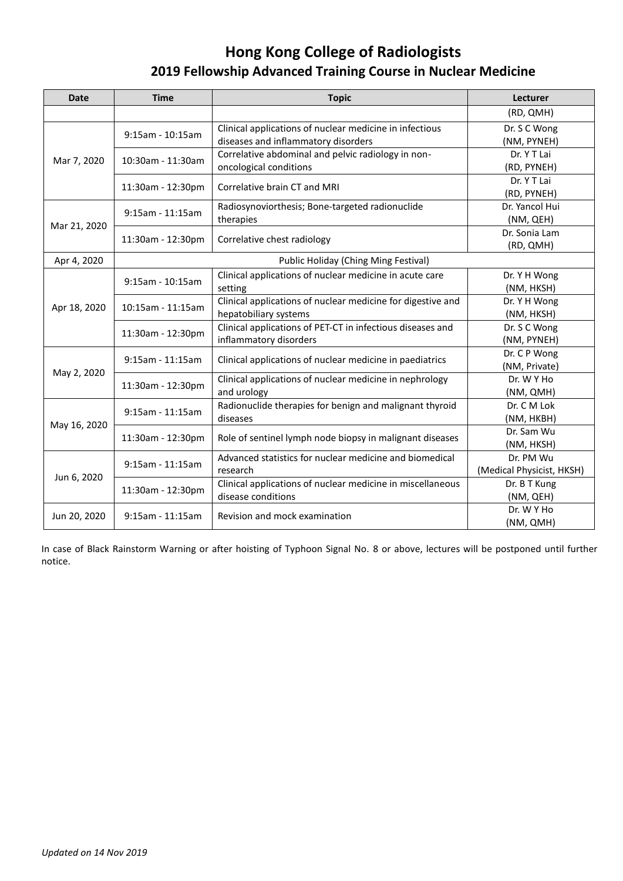# Hong Kong College of Radiologists

## 2019 Fellowship Advanced Training Course in Nuclear Medicine

| Date | Time | Topic | Lecturer |
|---|---|---|---|
| | | | (RD, QMH) |
| Mar 7, 2020 | 9:15am - 10:15am | Clinical applications of nuclear medicine in infectious diseases and inflammatory disorders | Dr. S C Wong (NM, PYNEH) |
| | 10:30am - 11:30am | Correlative abdominal and pelvic radiology in non-oncological conditions | Dr. Y T Lai (RD, PYNEH) |
| | 11:30am - 12:30pm | Correlative brain CT and MRI | Dr. Y T Lai (RD, PYNEH) |
| Mar 21, 2020 | 9:15am - 11:15am | Radiosynoviorthesis; Bone-targeted radionuclide therapies | Dr. Yancol Hui (NM, QEH) |
| | 11:30am - 12:30pm | Correlative chest radiology | Dr. Sonia Lam (RD, QMH) |
| Apr 4, 2020 | Public Holiday (Ching Ming Festival) | | |
| Apr 18, 2020 | 9:15am - 10:15am | Clinical applications of nuclear medicine in acute care setting | Dr. Y H Wong (NM, HKSH) |
| | 10:15am - 11:15am | Clinical applications of nuclear medicine for digestive and hepatobiliary systems | Dr. Y H Wong (NM, HKSH) |
| | 11:30am - 12:30pm | Clinical applications of PET-CT in infectious diseases and inflammatory disorders | Dr. S C Wong (NM, PYNEH) |
| May 2, 2020 | 9:15am - 11:15am | Clinical applications of nuclear medicine in paediatrics | Dr. C P Wong (NM, Private) |
| | 11:30am - 12:30pm | Clinical applications of nuclear medicine in nephrology and urology | Dr. W Y Ho (NM, QMH) |
| May 16, 2020 | 9:15am - 11:15am | Radionuclide therapies for benign and malignant thyroid diseases | Dr. C M Lok (NM, HKBH) |
| | 11:30am - 12:30pm | Role of sentinel lymph node biopsy in malignant diseases | Dr. Sam Wu (NM, HKSH) |
| Jun 6, 2020 | 9:15am - 11:15am | Advanced statistics for nuclear medicine and biomedical research | Dr. PM Wu (Medical Physicist, HKSH) |
| | 11:30am - 12:30pm | Clinical applications of nuclear medicine in miscellaneous disease conditions | Dr. B T Kung (NM, QEH) |
| Jun 20, 2020 | 9:15am - 11:15am | Revision and mock examination | Dr. W Y Ho (NM, QMH) |

In case of Black Rainstorm Warning or after hoisting of Typhoon Signal No. 8 or above, lectures will be postponed until further notice.

*Updated on 14 Nov 2019*